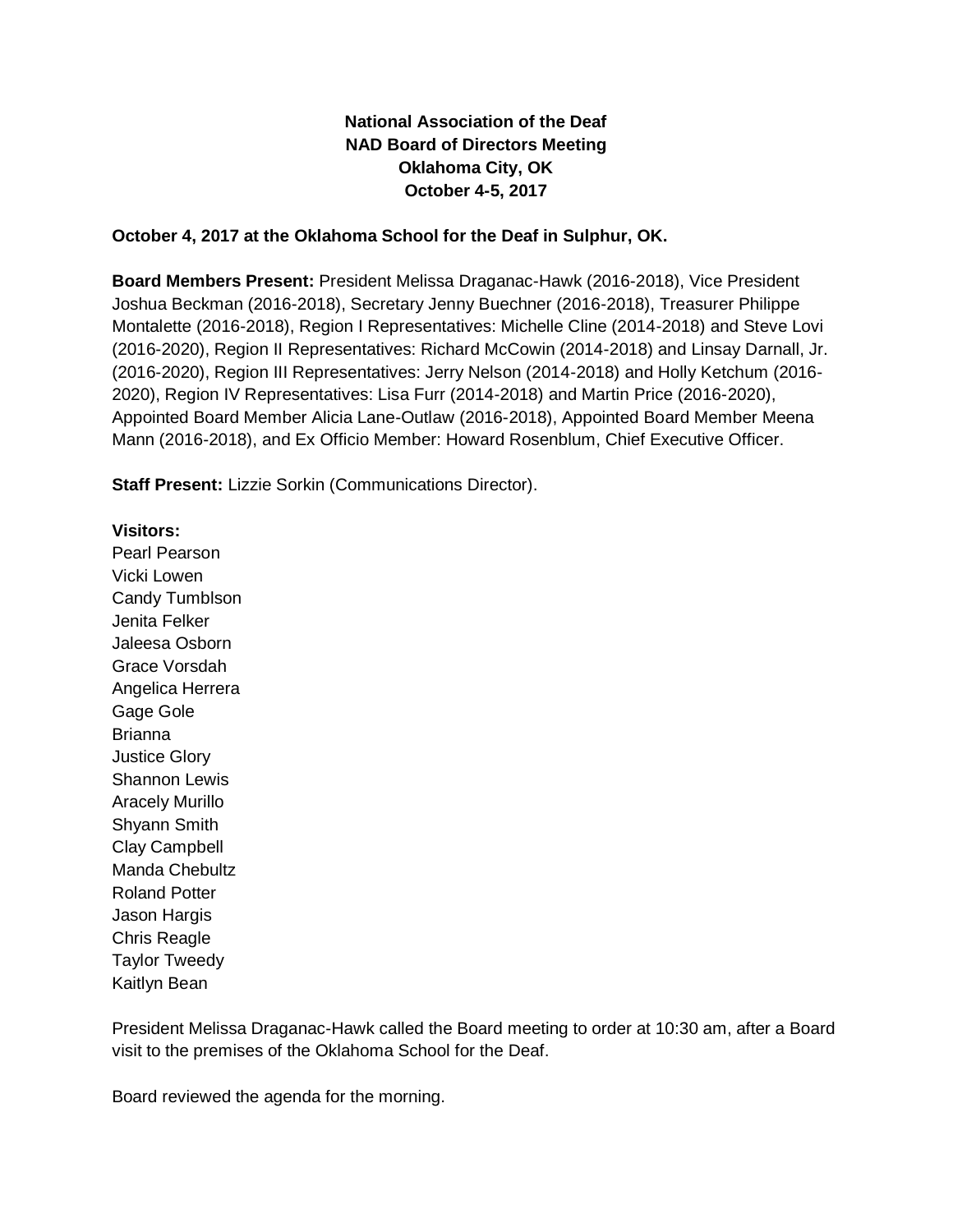**National Association of the Deaf**
**NAD Board of Directors Meeting**
**Oklahoma City, OK**
**October 4-5, 2017**

**October 4, 2017 at the Oklahoma School for the Deaf in Sulphur, OK.**

**Board Members Present:** President Melissa Draganac-Hawk (2016-2018), Vice President Joshua Beckman (2016-2018), Secretary Jenny Buechner (2016-2018), Treasurer Philippe Montalette (2016-2018), Region I Representatives: Michelle Cline (2014-2018) and Steve Lovi (2016-2020), Region II Representatives: Richard McCowin (2014-2018) and Linsay Darnall, Jr. (2016-2020), Region III Representatives: Jerry Nelson (2014-2018) and Holly Ketchum (2016-2020), Region IV Representatives: Lisa Furr (2014-2018) and Martin Price (2016-2020), Appointed Board Member Alicia Lane-Outlaw (2016-2018), Appointed Board Member Meena Mann (2016-2018), and Ex Officio Member: Howard Rosenblum, Chief Executive Officer.

**Staff Present:** Lizzie Sorkin (Communications Director).

**Visitors:**
Pearl Pearson
Vicki Lowen
Candy Tumblson
Jenita Felker
Jaleesa Osborn
Grace Vorsdah
Angelica Herrera
Gage Gole
Brianna
Justice Glory
Shannon Lewis
Aracely Murillo
Shyann Smith
Clay Campbell
Manda Chebultz
Roland Potter
Jason Hargis
Chris Reagle
Taylor Tweedy
Kaitlyn Bean

President Melissa Draganac-Hawk called the Board meeting to order at 10:30 am, after a Board visit to the premises of the Oklahoma School for the Deaf.

Board reviewed the agenda for the morning.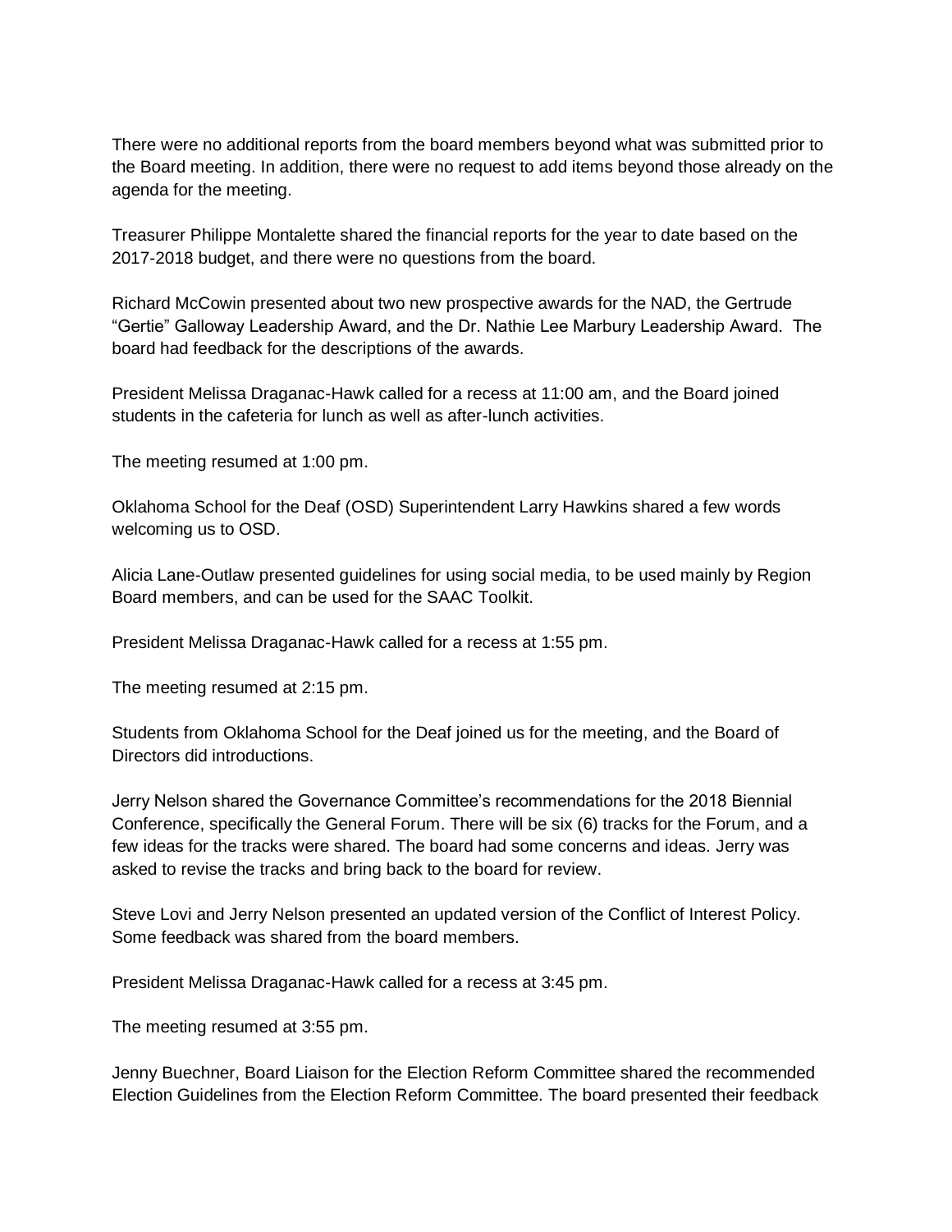There were no additional reports from the board members beyond what was submitted prior to the Board meeting. In addition, there were no request to add items beyond those already on the agenda for the meeting.

Treasurer Philippe Montalette shared the financial reports for the year to date based on the 2017-2018 budget, and there were no questions from the board.

Richard McCowin presented about two new prospective awards for the NAD, the Gertrude "Gertie" Galloway Leadership Award, and the Dr. Nathie Lee Marbury Leadership Award. The board had feedback for the descriptions of the awards.

President Melissa Draganac-Hawk called for a recess at 11:00 am, and the Board joined students in the cafeteria for lunch as well as after-lunch activities.

The meeting resumed at 1:00 pm.

Oklahoma School for the Deaf (OSD) Superintendent Larry Hawkins shared a few words welcoming us to OSD.

Alicia Lane-Outlaw presented guidelines for using social media, to be used mainly by Region Board members, and can be used for the SAAC Toolkit.

President Melissa Draganac-Hawk called for a recess at 1:55 pm.

The meeting resumed at 2:15 pm.

Students from Oklahoma School for the Deaf joined us for the meeting, and the Board of Directors did introductions.

Jerry Nelson shared the Governance Committee's recommendations for the 2018 Biennial Conference, specifically the General Forum. There will be six (6) tracks for the Forum, and a few ideas for the tracks were shared. The board had some concerns and ideas. Jerry was asked to revise the tracks and bring back to the board for review.

Steve Lovi and Jerry Nelson presented an updated version of the Conflict of Interest Policy. Some feedback was shared from the board members.

President Melissa Draganac-Hawk called for a recess at 3:45 pm.

The meeting resumed at 3:55 pm.

Jenny Buechner, Board Liaison for the Election Reform Committee shared the recommended Election Guidelines from the Election Reform Committee. The board presented their feedback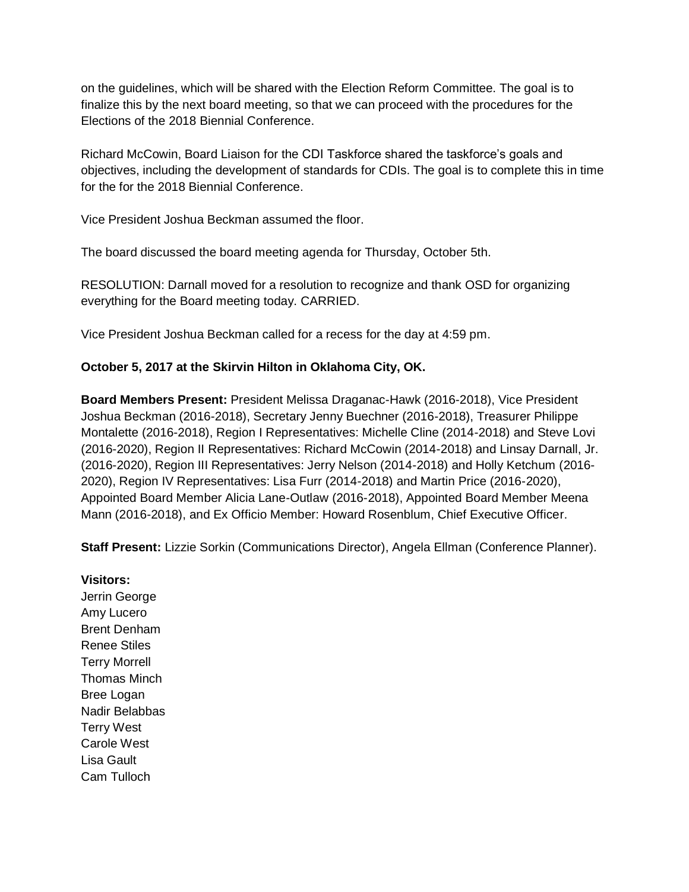on the guidelines, which will be shared with the Election Reform Committee. The goal is to finalize this by the next board meeting, so that we can proceed with the procedures for the Elections of the 2018 Biennial Conference.

Richard McCowin, Board Liaison for the CDI Taskforce shared the taskforce's goals and objectives, including the development of standards for CDIs. The goal is to complete this in time for the for the 2018 Biennial Conference.

Vice President Joshua Beckman assumed the floor.

The board discussed the board meeting agenda for Thursday, October 5th.

RESOLUTION: Darnall moved for a resolution to recognize and thank OSD for organizing everything for the Board meeting today. CARRIED.

Vice President Joshua Beckman called for a recess for the day at 4:59 pm.

**October 5, 2017 at the Skirvin Hilton in Oklahoma City, OK.**

**Board Members Present:** President Melissa Draganac-Hawk (2016-2018), Vice President Joshua Beckman (2016-2018), Secretary Jenny Buechner (2016-2018), Treasurer Philippe Montalette (2016-2018), Region I Representatives: Michelle Cline (2014-2018) and Steve Lovi (2016-2020), Region II Representatives: Richard McCowin (2014-2018) and Linsay Darnall, Jr. (2016-2020), Region III Representatives: Jerry Nelson (2014-2018) and Holly Ketchum (2016-2020), Region IV Representatives: Lisa Furr (2014-2018) and Martin Price (2016-2020), Appointed Board Member Alicia Lane-Outlaw (2016-2018), Appointed Board Member Meena Mann (2016-2018), and Ex Officio Member: Howard Rosenblum, Chief Executive Officer.

**Staff Present:** Lizzie Sorkin (Communications Director), Angela Ellman (Conference Planner).

**Visitors:**
Jerrin George
Amy Lucero
Brent Denham
Renee Stiles
Terry Morrell
Thomas Minch
Bree Logan
Nadir Belabbas
Terry West
Carole West
Lisa Gault
Cam Tulloch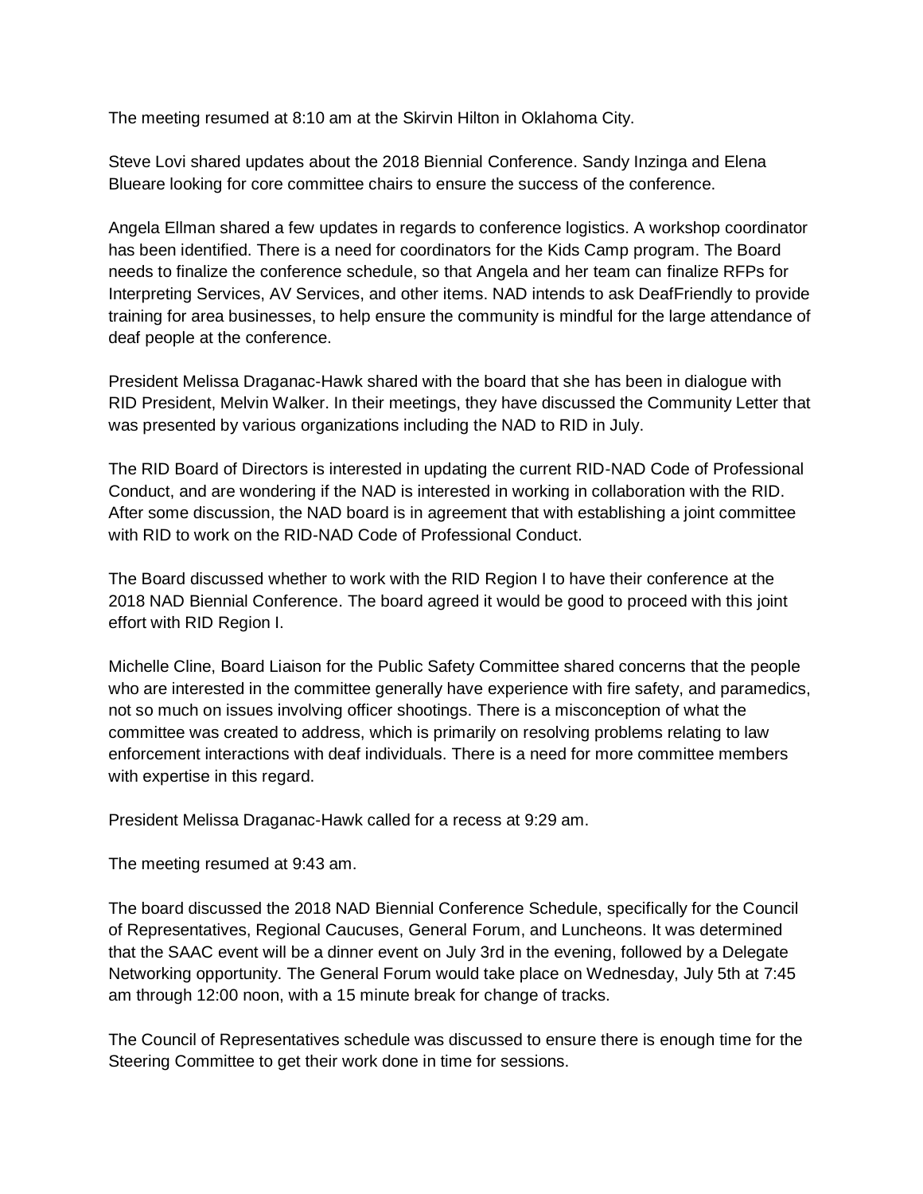The meeting resumed at 8:10 am at the Skirvin Hilton in Oklahoma City.

Steve Lovi shared updates about the 2018 Biennial Conference. Sandy Inzinga and Elena Blueare looking for core committee chairs to ensure the success of the conference.

Angela Ellman shared a few updates in regards to conference logistics. A workshop coordinator has been identified. There is a need for coordinators for the Kids Camp program. The Board needs to finalize the conference schedule, so that Angela and her team can finalize RFPs for Interpreting Services, AV Services, and other items. NAD intends to ask DeafFriendly to provide training for area businesses, to help ensure the community is mindful for the large attendance of deaf people at the conference.

President Melissa Draganac-Hawk shared with the board that she has been in dialogue with RID President, Melvin Walker. In their meetings, they have discussed the Community Letter that was presented by various organizations including the NAD to RID in July.

The RID Board of Directors is interested in updating the current RID-NAD Code of Professional Conduct, and are wondering if the NAD is interested in working in collaboration with the RID. After some discussion, the NAD board is in agreement that with establishing a joint committee with RID to work on the RID-NAD Code of Professional Conduct.

The Board discussed whether to work with the RID Region I to have their conference at the 2018 NAD Biennial Conference. The board agreed it would be good to proceed with this joint effort with RID Region I.

Michelle Cline, Board Liaison for the Public Safety Committee shared concerns that the people who are interested in the committee generally have experience with fire safety, and paramedics, not so much on issues involving officer shootings. There is a misconception of what the committee was created to address, which is primarily on resolving problems relating to law enforcement interactions with deaf individuals. There is a need for more committee members with expertise in this regard.

President Melissa Draganac-Hawk called for a recess at 9:29 am.

The meeting resumed at 9:43 am.

The board discussed the 2018 NAD Biennial Conference Schedule, specifically for the Council of Representatives, Regional Caucuses, General Forum, and Luncheons. It was determined that the SAAC event will be a dinner event on July 3rd in the evening, followed by a Delegate Networking opportunity. The General Forum would take place on Wednesday, July 5th at 7:45 am through 12:00 noon, with a 15 minute break for change of tracks.

The Council of Representatives schedule was discussed to ensure there is enough time for the Steering Committee to get their work done in time for sessions.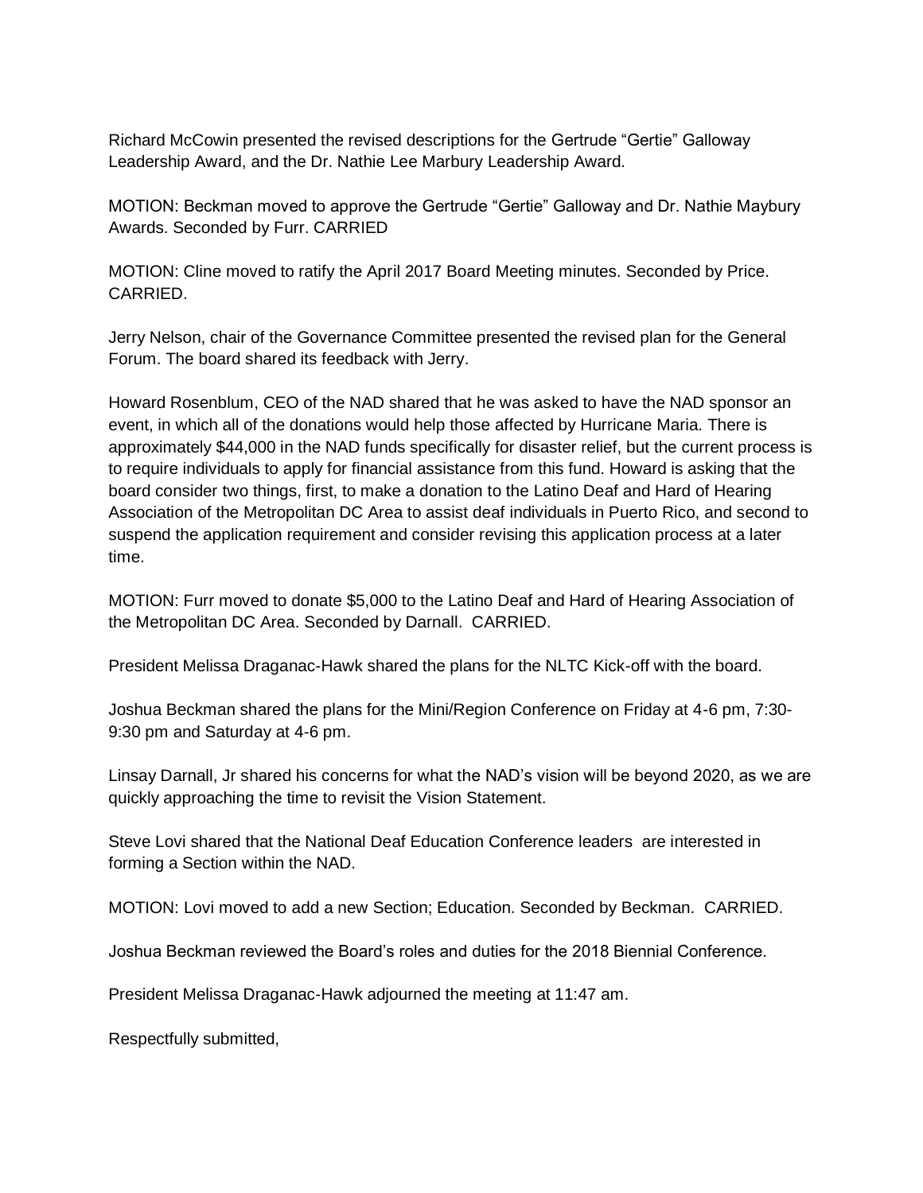Richard McCowin presented the revised descriptions for the Gertrude "Gertie" Galloway Leadership Award, and the Dr. Nathie Lee Marbury Leadership Award.

MOTION: Beckman moved to approve the Gertrude "Gertie" Galloway and Dr. Nathie Maybury Awards. Seconded by Furr. CARRIED

MOTION: Cline moved to ratify the April 2017 Board Meeting minutes. Seconded by Price. CARRIED.

Jerry Nelson, chair of the Governance Committee presented the revised plan for the General Forum. The board shared its feedback with Jerry.

Howard Rosenblum, CEO of the NAD shared that he was asked to have the NAD sponsor an event, in which all of the donations would help those affected by Hurricane Maria. There is approximately $44,000 in the NAD funds specifically for disaster relief, but the current process is to require individuals to apply for financial assistance from this fund. Howard is asking that the board consider two things, first, to make a donation to the Latino Deaf and Hard of Hearing Association of the Metropolitan DC Area to assist deaf individuals in Puerto Rico, and second to suspend the application requirement and consider revising this application process at a later time.

MOTION: Furr moved to donate $5,000 to the Latino Deaf and Hard of Hearing Association of the Metropolitan DC Area. Seconded by Darnall. CARRIED.

President Melissa Draganac-Hawk shared the plans for the NLTC Kick-off with the board.

Joshua Beckman shared the plans for the Mini/Region Conference on Friday at 4-6 pm, 7:30-9:30 pm and Saturday at 4-6 pm.

Linsay Darnall, Jr shared his concerns for what the NAD's vision will be beyond 2020, as we are quickly approaching the time to revisit the Vision Statement.

Steve Lovi shared that the National Deaf Education Conference leaders are interested in forming a Section within the NAD.

MOTION: Lovi moved to add a new Section; Education. Seconded by Beckman. CARRIED.

Joshua Beckman reviewed the Board's roles and duties for the 2018 Biennial Conference.

President Melissa Draganac-Hawk adjourned the meeting at 11:47 am.

Respectfully submitted,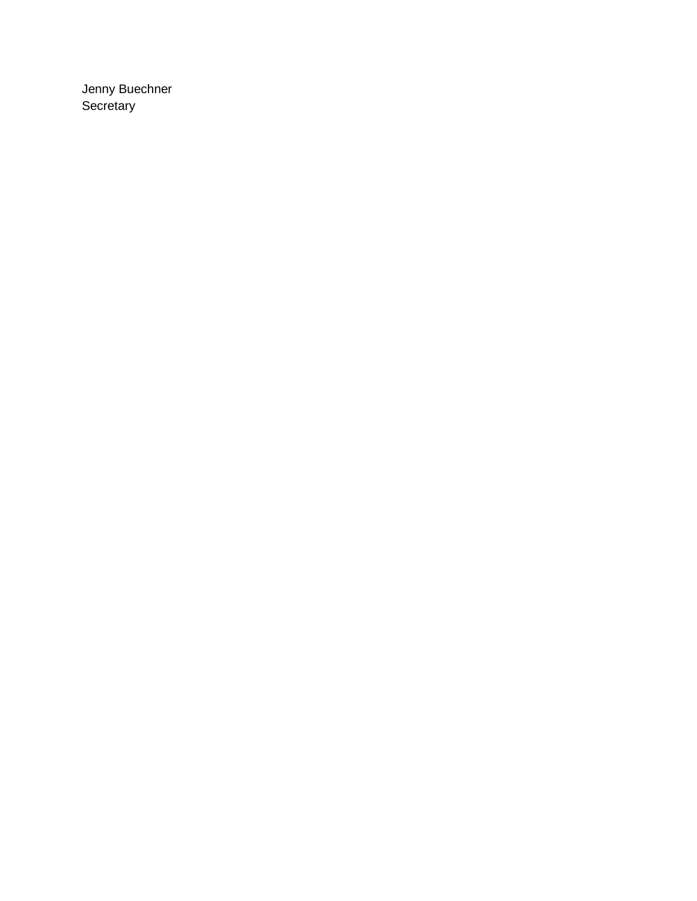Jenny Buechner  
Secretary